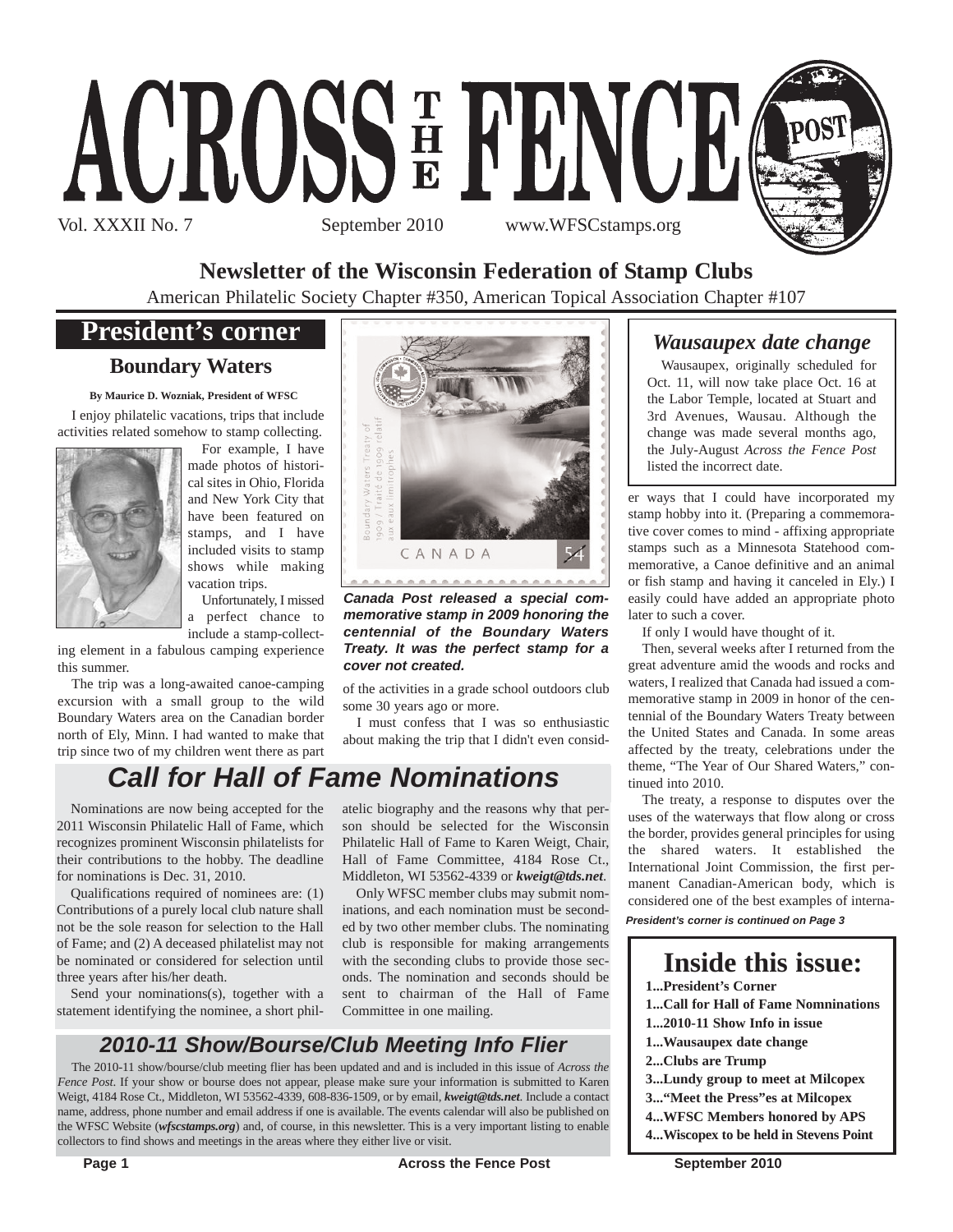# ACROSS THE FENCE POST

Vol. XXXII No. 7 September 2010 www.WFSCstamps.org

## Newsletter of the Wisconsin Federation of Stamp Clubs

American Philatelic Society Chapter #350, American Topical Association Chapter #107

## President's corner

### Boundary Waters

**By Maurice D. Wozniak, President of WFSC**

I enjoy philatelic vacations, trips that include activities related somehow to stamp collecting.

For example, I have made photos of historical sites in Ohio, Florida and New York City that have been featured on stamps, and I have included visits to stamp shows while making vacation trips.

Unfortunately, I missed a perfect chance to include a stamp-collecting element in a fabulous camping experience this summer.

The trip was a long-awaited canoe-camping excursion with a small group to the wild Boundary Waters area on the Canadian border north of Ely, Minn. I had wanted to make that trip since two of my children went there as part of the activities in a grade school outdoors club some 30 years ago or more.

I must confess that I was so enthusiastic about making the trip that I didn't even consider ways that I could have incorporated my stamp hobby into it. (Preparing a commemorative cover comes to mind - affixing appropriate stamps such as a Minnesota Statehood commemorative, a Canoe definitive and an animal or fish stamp and having it canceled in Ely.) I easily could have added an appropriate photo later to such a cover.

If only I would have thought of it.

Then, several weeks after I returned from the great adventure amid the woods and rocks and waters, I realized that Canada had issued a commemorative stamp in 2009 in honor of the centennial of the Boundary Waters Treaty between the United States and Canada. In some areas affected by the treaty, celebrations under the theme, "The Year of Our Shared Waters," continued into 2010.

The treaty, a response to disputes over the uses of the waterways that flow along or cross the border, provides general principles for using the shared waters. It established the International Joint Commission, the first permanent Canadian-American body, which is considered one of the best examples of interna-

*President's corner is continued on Page 3*

***Canada Post released a special commemorative stamp in 2009 honoring the centennial of the Boundary Waters Treaty. It was the perfect stamp for a cover not created.***

### *Wausaupex date change*

Wausaupex, originally scheduled for Oct. 11, will now take place Oct. 16 at the Labor Temple, located at Stuart and 3rd Avenues, Wausau. Although the change was made several months ago, the July-August *Across the Fence Post* listed the incorrect date.

## *Call for Hall of Fame Nominations*

Nominations are now being accepted for the 2011 Wisconsin Philatelic Hall of Fame, which recognizes prominent Wisconsin philatelists for their contributions to the hobby. The deadline for nominations is Dec. 31, 2010.

Qualifications required of nominees are: (1) Contributions of a purely local club nature shall not be the sole reason for selection to the Hall of Fame; and (2) A deceased philatelist may not be nominated or considered for selection until three years after his/her death.

Send your nominations(s), together with a statement identifying the nominee, a short philatelic biography and the reasons why that person should be selected for the Wisconsin Philatelic Hall of Fame to Karen Weigt, Chair, Hall of Fame Committee, 4184 Rose Ct., Middleton, WI 53562-4339 or ***kweigt@tds.net***.

Only WFSC member clubs may submit nominations, and each nomination must be seconded by two other member clubs. The nominating club is responsible for making arrangements with the seconding clubs to provide those seconds. The nomination and seconds should be sent to chairman of the Hall of Fame Committee in one mailing.

## *2010-11 Show/Bourse/Club Meeting Info Flier*

The 2010-11 show/bourse/club meeting flier has been updated and and is included in this issue of *Across the Fence Post*. If your show or bourse does not appear, please make sure your information is submitted to Karen Weigt, 4184 Rose Ct., Middleton, WI 53562-4339, 608-836-1509, or by email, ***kweigt@tds.net***. Include a contact name, address, phone number and email address if one is available. The events calendar will also be published on the WFSC Website (***wfscstamps.org***) and, of course, in this newsletter. This is a very important listing to enable collectors to find shows and meetings in the areas where they either live or visit.

## Inside this issue:

- **1...President's Corner**
- **1...Call for Hall of Fame Nomninations**
- **1...2010-11 Show Info in issue**
- **1...Wausaupex date change**
- **2...Clubs are Trump**
- **3...Lundy group to meet at Milcopex**
- **3..."Meet the Press"es at Milcopex**
- **4...WFSC Members honored by APS**
- **4...Wiscopex to be held in Stevens Point**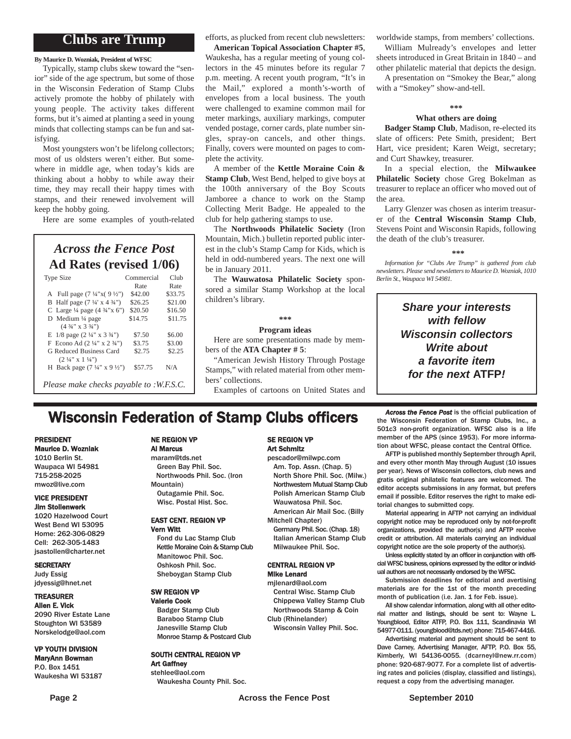## Clubs are Trump

**By Maurice D. Wozniak, President of WFSC**

Typically, stamp clubs skew toward the "senior" side of the age spectrum, but some of those in the Wisconsin Federation of Stamp Clubs actively promote the hobby of philately with young people. The activity takes different forms, but it's aimed at planting a seed in young minds that collecting stamps can be fun and satisfying.

Most youngsters won't be lifelong collectors; most of us oldsters weren't either. But somewhere in middle age, when today's kids are thinking about a hobby to while away their time, they may recall their happy times with stamps, and their renewed involvement will keep the hobby going.

Here are some examples of youth-related efforts, as plucked from recent club newsletters:

**American Topical Association Chapter #5**, Waukesha, has a regular meeting of young collectors in the 45 minutes before its regular 7 p.m. meeting. A recent youth program, "It's in the Mail," explored a month's-worth of envelopes from a local business. The youth were challenged to examine common mail for meter markings, auxiliary markings, computer vended postage, corner cards, plate number singles, spray-on cancels, and other things. Finally, covers were mounted on pages to complete the activity.

A member of the **Kettle Moraine Coin & Stamp Club**, West Bend, helped to give boys at the 100th anniversary of the Boy Scouts Jamboree a chance to work on the Stamp Collecting Merit Badge. He appealed to the club for help gathering stamps to use.

The **Northwoods Philatelic Society** (Iron Mountain, Mich.) bulletin reported public interest in the club's Stamp Camp for Kids, which is held in odd-numbered years. The next one will be in January 2011.

The **Wauwatosa Philatelic Society** sponsored a similar Stamp Workshop at the local children's library.

\*\*\*

**Program ideas**

Here are some presentations made by members of the **ATA Chapter # 5**:

"American Jewish History Through Postage Stamps," with related material from other members' collections.

Examples of cartoons on United States and worldwide stamps, from members' collections.

William Mulready's envelopes and letter sheets introduced in Great Britain in 1840 – and other philatelic material that depicts the design.

A presentation on "Smokey the Bear," along with a "Smokey" show-and-tell.

\*\*\*

**What others are doing**

**Badger Stamp Club**, Madison, re-elected its slate of officers: Pete Smith, president; Bert Hart, vice president; Karen Weigt, secretary; and Curt Shawkey, treasurer.

In a special election, the **Milwaukee Philatelic Society** chose Greg Bokelman as treasurer to replace an officer who moved out of the area.

Larry Glenzer was chosen as interim treasurer of the **Central Wisconsin Stamp Club**, Stevens Point and Wisconsin Rapids, following the death of the club's treasurer.

\*\*\*

*Information for "Clubs Are Trump" is gathered from club newsletters. Please send newsletters to Maurice D. Wozniak, 1010 Berlin St., Waupaca WI 54981.*

### *Across the Fence Post* Ad Rates (revised 1/06)

| Type Size | Commercial Rate | Club Rate |
|---|---|---|
| A Full page (7 ¼"x( 9 ½") | $42.00 | $33.75 |
| B Half page (7 ¼' x 4 ¾") | $26.25 | $21.00 |
| C Large ¼ page (4 ¾"x 6") | $20.50 | $16.50 |
| D Medium ¼ page (4 ¾" x 3 ¾") | $14.75 | $11.75 |
| E 1/8 page (2 ¼" x 3 ¾") | $7.50 | $6.00 |
| F Econo Ad (2 ¼" x 2 ¾") | $3.75 | $3.00 |
| G Reduced Business Card (2 ¼" x 1 ¼") | $2.75 | $2.25 |
| H Back page (7 ¼" x 9 ½") | $57.75 | N/A |

*Please make checks payable to :W.F.S.C.*

***Share your interests with fellow Wisconsin collectors Write about a favorite item for the next* ATFP*!***

## Wisconsin Federation of Stamp Clubs officers

**PRESIDENT**
**Maurice D. Wozniak**
1010 Berlin St.
Waupaca WI 54981
715-258-2025
mwoz@live.com

**VICE PRESIDENT**
**Jim Stollenwerk**
1020 Hazelwood Court
West Bend WI 53095
Home: 262-306-0829
Cell: 262-305-1483
jsastollen@charter.net

**SECRETARY**
Judy Essig
jdyessig@hnet.net

**TREASURER**
**Allen E. Vick**
2090 River Estate Lane
Stoughton WI 53589
Norskelodge@aol.com

**VP YOUTH DIVISION**
**MaryAnn Bowman**
P.O. Box 1451
Waukesha WI 53187

**NE REGION VP**
**Al Marcus**
maram@tds.net
Green Bay Phil. Soc.
Northwoods Phil. Soc. (Iron Mountain)
Outagamie Phil. Soc.
Wisc. Postal Hist. Soc.

**EAST CENT. REGION VP**
**Vern Witt**
Fond du Lac Stamp Club
Kettle Moraine Coin & Stamp Club
Manitowoc Phil. Soc.
Oshkosh Phil. Soc.
Sheboygan Stamp Club

**SW REGION VP**
**Valerie Cook**
Badger Stamp Club
Baraboo Stamp Club
Janesville Stamp Club
Monroe Stamp & Postcard Club

**SOUTH CENTRAL REGION VP**
**Art Gaffney**
stehlee@aol.com
Waukesha County Phil. Soc.

**SE REGION VP**
**Art Schmitz**
pescador@milwpc.com
Am. Top. Assn. (Chap. 5)
North Shore Phil. Soc. (Milw.)
Northwestern Mutual Stamp Club
Polish American Stamp Club
Wauwatosa Phil. Soc.
American Air Mail Soc. (Billy Mitchell Chapter)
Germany Phil. Soc. (Chap. 18)
Italian American Stamp Club
Milwaukee Phil. Soc.

**CENTRAL REGION VP**
**Mike Lenard**
mjlenard@aol.com
Central Wisc. Stamp Club
Chippewa Valley Stamp Club
Northwoods Stamp & Coin Club (Rhinelander)
Wisconsin Valley Phil. Soc.

***Across the Fence Post*** is the official publication of the Wisconsin Federation of Stamp Clubs, Inc., a 501c3 non-profit organization. WFSC also is a life member of the APS (since 1953). For more information about WFSC, please contact the Central Office.

AFTP is published monthly September through April, and every other month May through August (10 issues per year). News of Wisconsin collectors, club news and gratis original philatelic features are welcomed. The editor accepts submissions in any format, but prefers email if possible. Editor reserves the right to make editorial changes to submitted copy.

Material appearing in AFTP not carrying an individual copyright notice may be reproduced only by not-for-profit organizations, provided the author(s) and AFTP receive credit or attribution. All materials carrying an individual copyright notice are the sole property of the author(s).

Unless explicitly stated by an officer in conjunction with official WFSC business, opinions expressed by the editor or individual authors are not necessarily endorsed by the WFSC.

Submission deadlines for editorial and avertising materials are for the 1st of the month preceding month of publication (i.e. Jan. 1 for Feb. issue).

All show calendar information, along with all other editorial matter and listings, should be sent to: Wayne L. Youngblood, Editor ATFP, P.O. Box 111, Scandinavia WI 54977-0111. (youngblood@tds.net) phone: 715-467-4416.

Advertising material and payment should be sent to Dave Carney, Advertising Manager, AFTP, P.O. Box 55, Kimberly, WI 54136-0055. (dcarneyl@new.rr.com) phone: 920-687-9077. For a complete list of advertising rates and policies (display, classified and listings), request a copy from the advertising manager.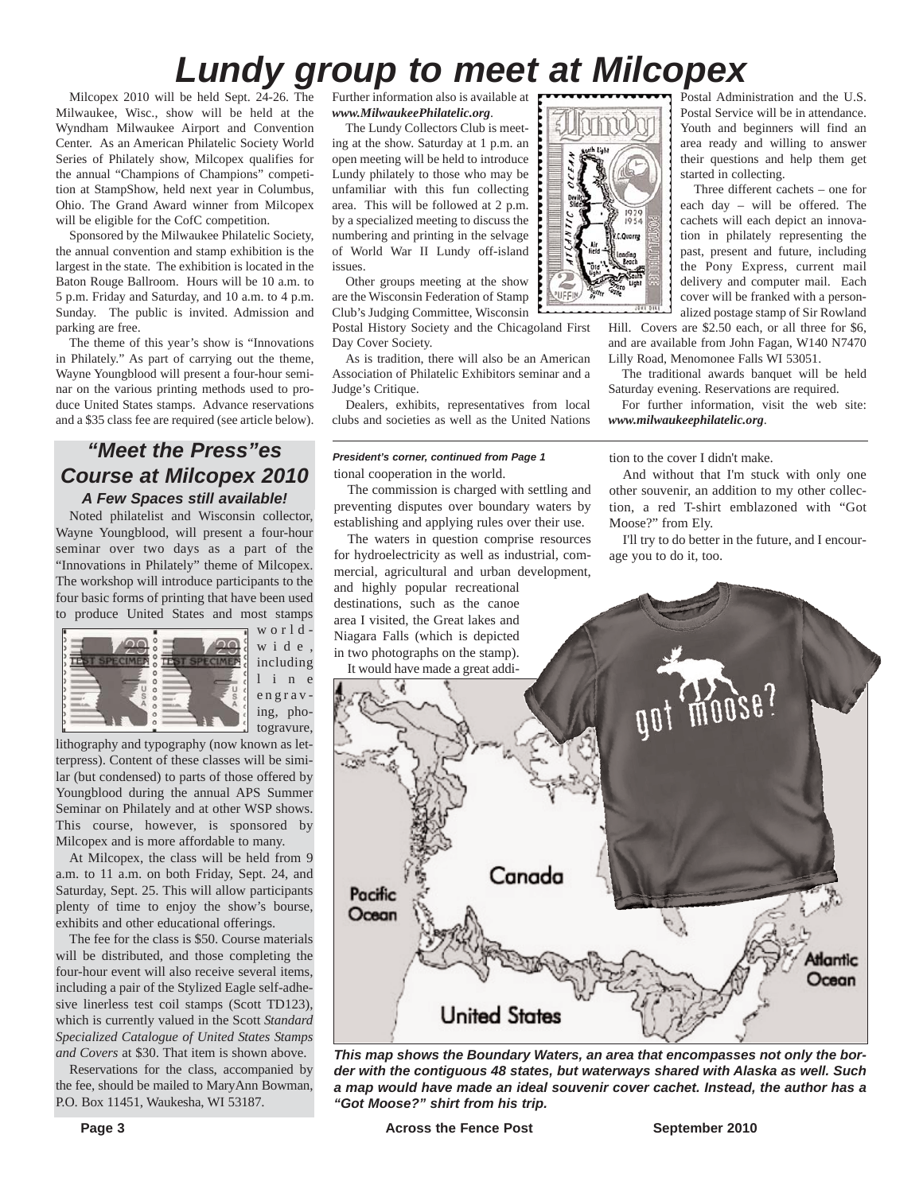# Lundy group to meet at Milcopex

Milcopex 2010 will be held Sept. 24-26. The Milwaukee, Wisc., show will be held at the Wyndham Milwaukee Airport and Convention Center. As an American Philatelic Society World Series of Philately show, Milcopex qualifies for the annual "Champions of Champions" competition at StampShow, held next year in Columbus, Ohio. The Grand Award winner from Milcopex will be eligible for the CofC competition.

Sponsored by the Milwaukee Philatelic Society, the annual convention and stamp exhibition is the largest in the state. The exhibition is located in the Baton Rouge Ballroom. Hours will be 10 a.m. to 5 p.m. Friday and Saturday, and 10 a.m. to 4 p.m. Sunday. The public is invited. Admission and parking are free.

The theme of this year's show is "Innovations in Philately." As part of carrying out the theme, Wayne Youngblood will present a four-hour seminar on the various printing methods used to produce United States stamps. Advance reservations and a $35 class fee are required (see article below).

Further information also is available at ***www.MilwaukeePhilatelic.org***.

The Lundy Collectors Club is meeting at the show. Saturday at 1 p.m. an open meeting will be held to introduce Lundy philately to those who may be unfamiliar with this fun collecting area. This will be followed at 2 p.m. by a specialized meeting to discuss the numbering and printing in the selvage of World War II Lundy off-island issues.

Other groups meeting at the show are the Wisconsin Federation of Stamp Club's Judging Committee, Wisconsin Postal History Society and the Chicagoland First Day Cover Society.

As is tradition, there will also be an American Association of Philatelic Exhibitors seminar and a Judge's Critique.

Dealers, exhibits, representatives from local clubs and societies as well as the United Nations Postal Administration and the U.S. Postal Service will be in attendance. Youth and beginners will find an area ready and willing to answer their questions and help them get started in collecting.

Three different cachets – one for each day – will be offered. The cachets will each depict an innovation in philately representing the past, present and future, including the Pony Express, current mail delivery and computer mail. Each cover will be franked with a personalized postage stamp of Sir Rowland Hill. Covers are $2.50 each, or all three for $6, and are available from John Fagan, W140 N7470 Lilly Road, Menomonee Falls WI 53051.

The traditional awards banquet will be held Saturday evening. Reservations are required.

For further information, visit the web site: ***www.milwaukeephilatelic.org***.

## *"Meet the Press"es Course at Milcopex 2010*

### *A Few Spaces still available!*

Noted philatelist and Wisconsin collector, Wayne Youngblood, will present a four-hour seminar over two days as a part of the "Innovations in Philately" theme of Milcopex. The workshop will introduce participants to the four basic forms of printing that have been used to produce United States and most stamps world-wide, including line engraving, photogravure, lithography and typography (now known as letterpress). Content of these classes will be similar (but condensed) to parts of those offered by Youngblood during the annual APS Summer Seminar on Philately and at other WSP shows. This course, however, is sponsored by Milcopex and is more affordable to many.

At Milcopex, the class will be held from 9 a.m. to 11 a.m. on both Friday, Sept. 24, and Saturday, Sept. 25. This will allow participants plenty of time to enjoy the show's bourse, exhibits and other educational offerings.

The fee for the class is $50. Course materials will be distributed, and those completing the four-hour event will also receive several items, including a pair of the Stylized Eagle self-adhesive linerless test coil stamps (Scott TD123), which is currently valued in the Scott *Standard Specialized Catalogue of United States Stamps and Covers* at $30. That item is shown above.

Reservations for the class, accompanied by the fee, should be mailed to MaryAnn Bowman, P.O. Box 11451, Waukesha, WI 53187.

***President's corner, continued from Page 1***

tional cooperation in the world.

The commission is charged with settling and preventing disputes over boundary waters by establishing and applying rules over their use.

The waters in question comprise resources for hydroelectricity as well as industrial, commercial, agricultural and urban development, and highly popular recreational destinations, such as the canoe area I visited, the Great lakes and Niagara Falls (which is depicted in two photographs on the stamp).

It would have made a great addition to the cover I didn't make.

And without that I'm stuck with only one other souvenir, an addition to my other collection, a red T-shirt emblazoned with "Got Moose?" from Ely.

I'll try to do better in the future, and I encourage you to do it, too.

***This map shows the Boundary Waters, an area that encompasses not only the border with the contiguous 48 states, but waterways shared with Alaska as well. Such a map would have made an ideal souvenir cover cachet. Instead, the author has a "Got Moose?" shirt from his trip.***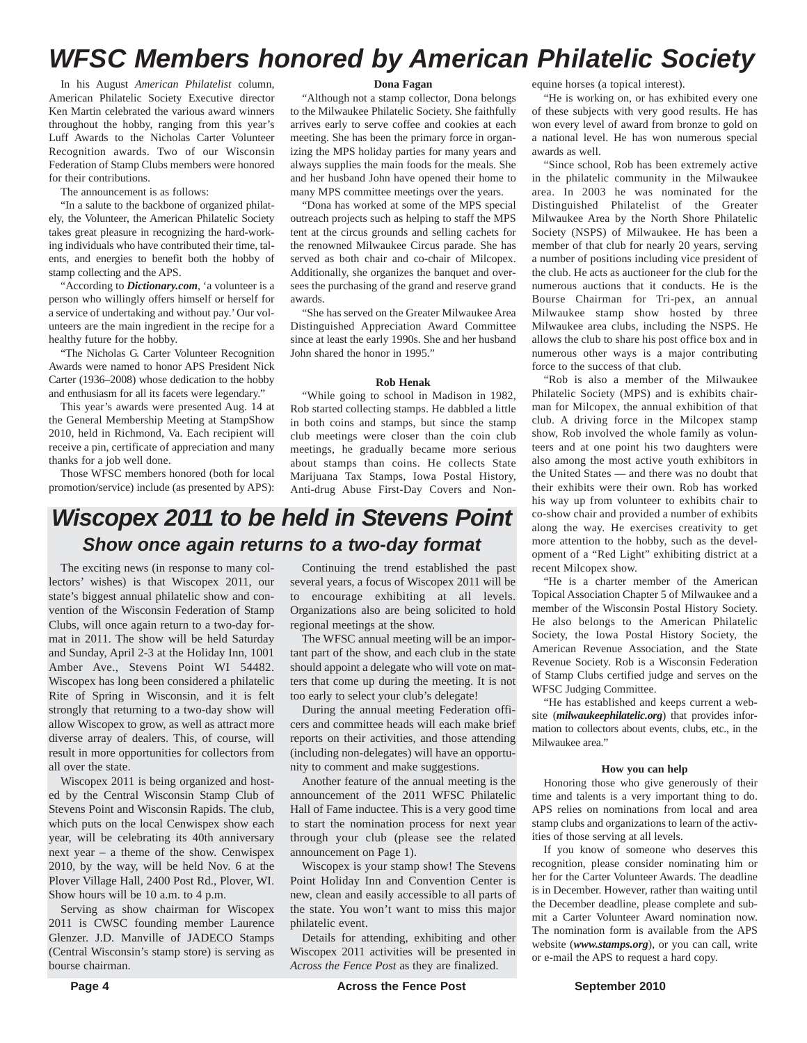# WFSC Members honored by American Philatelic Society

In his August *American Philatelist* column, American Philatelic Society Executive director Ken Martin celebrated the various award winners throughout the hobby, ranging from this year's Luff Awards to the Nicholas Carter Volunteer Recognition awards. Two of our Wisconsin Federation of Stamp Clubs members were honored for their contributions.

The announcement is as follows:

"In a salute to the backbone of organized philately, the Volunteer, the American Philatelic Society takes great pleasure in recognizing the hard-working individuals who have contributed their time, talents, and energies to benefit both the hobby of stamp collecting and the APS.

"According to ***Dictionary.com***, 'a volunteer is a person who willingly offers himself or herself for a service of undertaking and without pay.' Our volunteers are the main ingredient in the recipe for a healthy future for the hobby.

"The Nicholas G. Carter Volunteer Recognition Awards were named to honor APS President Nick Carter (1936–2008) whose dedication to the hobby and enthusiasm for all its facets were legendary."

This year's awards were presented Aug. 14 at the General Membership Meeting at StampShow 2010, held in Richmond, Va. Each recipient will receive a pin, certificate of appreciation and many thanks for a job well done.

Those WFSC members honored (both for local promotion/service) include (as presented by APS):

**Dona Fagan**

"Although not a stamp collector, Dona belongs to the Milwaukee Philatelic Society. She faithfully arrives early to serve coffee and cookies at each meeting. She has been the primary force in organizing the MPS holiday parties for many years and always supplies the main foods for the meals. She and her husband John have opened their home to many MPS committee meetings over the years.

"Dona has worked at some of the MPS special outreach projects such as helping to staff the MPS tent at the circus grounds and selling cachets for the renowned Milwaukee Circus parade. She has served as both chair and co-chair of Milcopex. Additionally, she organizes the banquet and oversees the purchasing of the grand and reserve grand awards.

"She has served on the Greater Milwaukee Area Distinguished Appreciation Award Committee since at least the early 1990s. She and her husband John shared the honor in 1995."

**Rob Henak**

"While going to school in Madison in 1982, Rob started collecting stamps. He dabbled a little in both coins and stamps, but since the stamp club meetings were closer than the coin club meetings, he gradually became more serious about stamps than coins. He collects State Marijuana Tax Stamps, Iowa Postal History, Anti-drug Abuse First-Day Covers and Non-equine horses (a topical interest).

"He is working on, or has exhibited every one of these subjects with very good results. He has won every level of award from bronze to gold on a national level. He has won numerous special awards as well.

"Since school, Rob has been extremely active in the philatelic community in the Milwaukee area. In 2003 he was nominated for the Distinguished Philatelist of the Greater Milwaukee Area by the North Shore Philatelic Society (NSPS) of Milwaukee. He has been a member of that club for nearly 20 years, serving a number of positions including vice president of the club. He acts as auctioneer for the club for the numerous auctions that it conducts. He is the Bourse Chairman for Tri-pex, an annual Milwaukee stamp show hosted by three Milwaukee area clubs, including the NSPS. He allows the club to share his post office box and in numerous other ways is a major contributing force to the success of that club.

"Rob is also a member of the Milwaukee Philatelic Society (MPS) and is exhibits chairman for Milcopex, the annual exhibition of that club. A driving force in the Milcopex stamp show, Rob involved the whole family as volunteers and at one point his two daughters were also among the most active youth exhibitors in the United States — and there was no doubt that their exhibits were their own. Rob has worked his way up from volunteer to exhibits chair to co-show chair and provided a number of exhibits along the way. He exercises creativity to get more attention to the hobby, such as the development of a "Red Light" exhibiting district at a recent Milcopex show.

"He is a charter member of the American Topical Association Chapter 5 of Milwaukee and a member of the Wisconsin Postal History Society. He also belongs to the American Philatelic Society, the Iowa Postal History Society, the American Revenue Association, and the State Revenue Society. Rob is a Wisconsin Federation of Stamp Clubs certified judge and serves on the WFSC Judging Committee.

"He has established and keeps current a website (***milwaukeephilatelic.org***) that provides information to collectors about events, clubs, etc., in the Milwaukee area."

**How you can help**

Honoring those who give generously of their time and talents is a very important thing to do. APS relies on nominations from local and area stamp clubs and organizations to learn of the activities of those serving at all levels.

If you know of someone who deserves this recognition, please consider nominating him or her for the Carter Volunteer Awards. The deadline is in December. However, rather than waiting until the December deadline, please complete and submit a Carter Volunteer Award nomination now. The nomination form is available from the APS website (***www.stamps.org***), or you can call, write or e-mail the APS to request a hard copy.

# Wiscopex 2011 to be held in Stevens Point

## *Show once again returns to a two-day format*

The exciting news (in response to many collectors' wishes) is that Wiscopex 2011, our state's biggest annual philatelic show and convention of the Wisconsin Federation of Stamp Clubs, will once again return to a two-day format in 2011. The show will be held Saturday and Sunday, April 2-3 at the Holiday Inn, 1001 Amber Ave., Stevens Point WI 54482. Wiscopex has long been considered a philatelic Rite of Spring in Wisconsin, and it is felt strongly that returning to a two-day show will allow Wiscopex to grow, as well as attract more diverse array of dealers. This, of course, will result in more opportunities for collectors from all over the state.

Wiscopex 2011 is being organized and hosted by the Central Wisconsin Stamp Club of Stevens Point and Wisconsin Rapids. The club, which puts on the local Cenwispex show each year, will be celebrating its 40th anniversary next year – a theme of the show. Cenwispex 2010, by the way, will be held Nov. 6 at the Plover Village Hall, 2400 Post Rd., Plover, WI. Show hours will be 10 a.m. to 4 p.m.

Serving as show chairman for Wiscopex 2011 is CWSC founding member Laurence Glenzer. J.D. Manville of JADECO Stamps (Central Wisconsin's stamp store) is serving as bourse chairman.

Continuing the trend established the past several years, a focus of Wiscopex 2011 will be to encourage exhibiting at all levels. Organizations also are being solicited to hold regional meetings at the show.

The WFSC annual meeting will be an important part of the show, and each club in the state should appoint a delegate who will vote on matters that come up during the meeting. It is not too early to select your club's delegate!

During the annual meeting Federation officers and committee heads will each make brief reports on their activities, and those attending (including non-delegates) will have an opportunity to comment and make suggestions.

Another feature of the annual meeting is the announcement of the 2011 WFSC Philatelic Hall of Fame inductee. This is a very good time to start the nomination process for next year through your club (please see the related announcement on Page 1).

Wiscopex is your stamp show! The Stevens Point Holiday Inn and Convention Center is new, clean and easily accessible to all parts of the state. You won't want to miss this major philatelic event.

Details for attending, exhibiting and other Wiscopex 2011 activities will be presented in *Across the Fence Post* as they are finalized.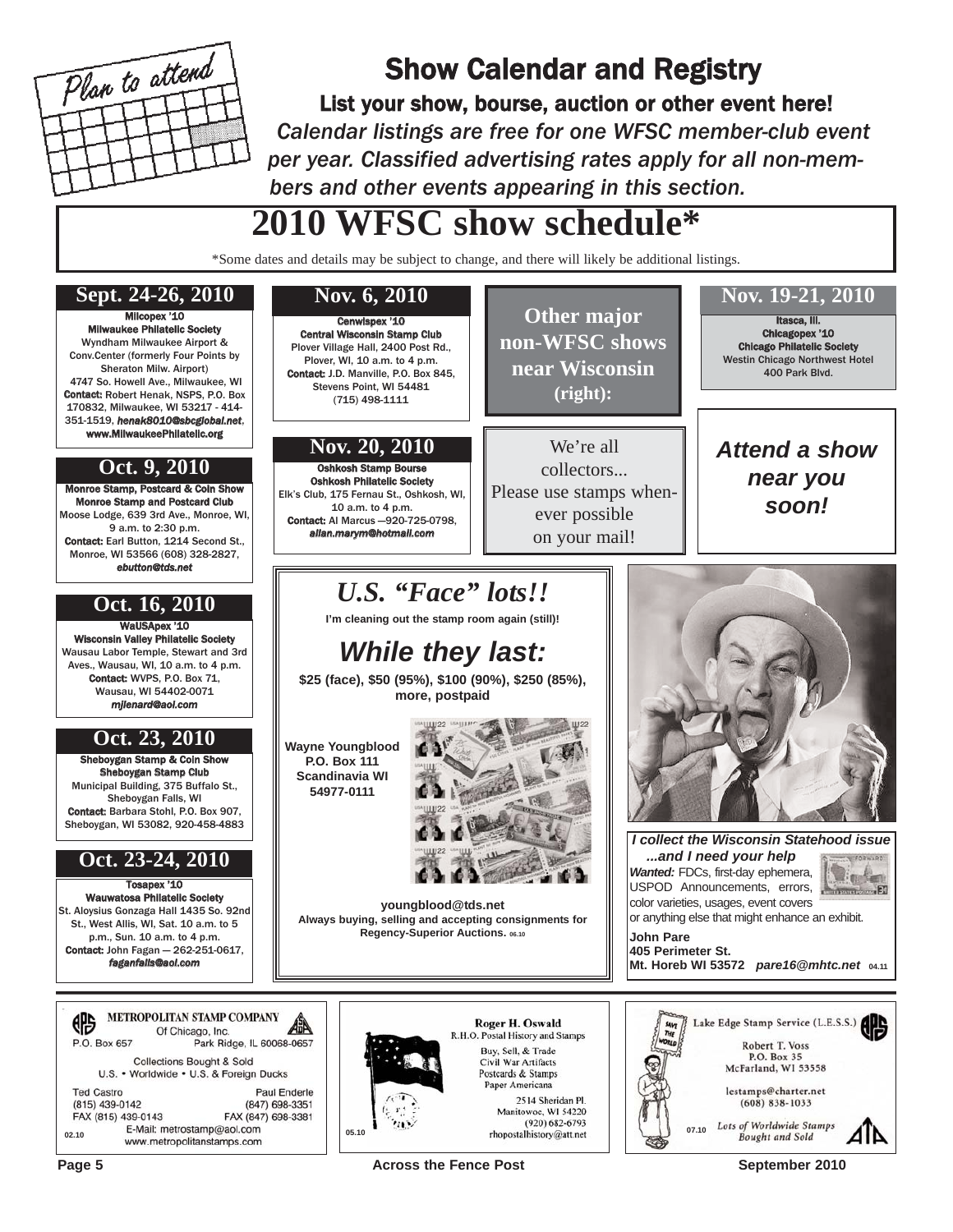Plan to attend

# Show Calendar and Registry

**List your show, bourse, auction or other event here!**

*Calendar listings are free for one WFSC member-club event per year. Classified advertising rates apply for all non-members and other events appearing in this section.*

## 2010 WFSC show schedule*

*Some dates and details may be subject to change, and there will likely be additional listings.

### Sept. 24-26, 2010

**Milcopex '10**
**Milwaukee Philatelic Society**
Wyndham Milwaukee Airport & Conv.Center (formerly Four Points by Sheraton Milw. Airport)
4747 So. Howell Ave., Milwaukee, WI
**Contact:** Robert Henak, NSPS, P.O. Box 170832, Milwaukee, WI 53217 - 414-351-1519, *henak8010@sbcglobal.net*, **www.MilwaukeePhilatelic.org**

### Oct. 9, 2010

**Monroe Stamp, Postcard & Coin Show**
**Monroe Stamp and Postcard Club**
Moose Lodge, 639 3rd Ave., Monroe, WI, 9 a.m. to 2:30 p.m.
**Contact:** Earl Button, 1214 Second St., Monroe, WI 53566 (608) 328-2827, *ebutton@tds.net*

### Oct. 16, 2010

**WaUSApex '10**
**Wisconsin Valley Philatelic Society**
Wausau Labor Temple, Stewart and 3rd Aves., Wausau, WI, 10 a.m. to 4 p.m.
**Contact:** WVPS, P.O. Box 71, Wausau, WI 54402-0071
*mjlenard@aol.com*

### Oct. 23, 2010

**Sheboygan Stamp & Coin Show**
**Sheboygan Stamp Club**
Municipal Building, 375 Buffalo St., Sheboygan Falls, WI
**Contact:** Barbara Stohl, P.O. Box 907, Sheboygan, WI 53082, 920-458-4883

### Oct. 23-24, 2010

**Tosapex '10**
**Wauwatosa Philatelic Society**
St. Aloysius Gonzaga Hall 1435 So. 92nd St., West Allis, WI, Sat. 10 a.m. to 5 p.m., Sun. 10 a.m. to 4 p.m.
**Contact:** John Fagan — 262-251-0617, *faganfalls@aol.com*

### Nov. 6, 2010

**Cenwispex '10**
**Central Wisconsin Stamp Club**
Plover Village Hall, 2400 Post Rd., Plover, WI, 10 a.m. to 4 p.m.
**Contact:** J.D. Manville, P.O. Box 845, Stevens Point, WI 54481
(715) 498-1111

### Nov. 20, 2010

**Oshkosh Stamp Bourse**
**Oshkosh Philatelic Society**
Elk's Club, 175 Fernau St., Oshkosh, WI, 10 a.m. to 4 p.m.
**Contact:** Al Marcus —920-725-0798, *allan.marym@hotmail.com*

**Other major non-WFSC shows near Wisconsin (right):**

### Nov. 19-21, 2010

**Itasca, Ill.**
**Chicagopex '10**
**Chicago Philatelic Society**
Westin Chicago Northwest Hotel
400 Park Blvd.

We're all collectors...
Please use stamps whenever possible on your mail!

***Attend a show near you soon!***

---

## *U.S. "Face" lots!!*

**I'm cleaning out the stamp room again (still)!**

## *While they last:*

**$25 (face), $50 (95%), $100 (90%), $250 (85%), more, postpaid**

**Wayne Youngblood**
**P.O. Box 111**
**Scandinavia WI 54977-0111**

**youngblood@tds.net**
**Always buying, selling and accepting consignments for Regency-Superior Auctions.** 06.10

---

***I collect the Wisconsin Statehood issue ...and I need your help***

***Wanted:*** FDCs, first-day ephemera, USPOD Announcements, errors, color varieties, usages, event covers or anything else that might enhance an exhibit.

**John Pare**
**405 Perimeter St.**
**Mt. Horeb WI 53572** ***pare16@mhtc.net*** 04.11

---

**METROPOLITAN STAMP COMPANY**
Of Chicago, Inc.
P.O. Box 657 Park Ridge, IL 60068-0657
Collections Bought & Sold
U.S. • Worldwide • U.S. & Foreign Ducks
Ted Castro (815) 439-0142 FAX (815) 439-0143
Paul Enderle (847) 698-3351 FAX (847) 698-3381
E-Mail: metrostamp@aol.com
www.metropolitanstamps.com
02.10

---

**Roger H. Oswald**
R.H.O. Postal History and Stamps
Buy, Sell, & Trade
Civil War Artifacts
Postcards & Stamps
Paper Americana
2514 Sheridan Pl.
Manitowoc, WI 54220
(920) 682-6793
rhopostalhistory@att.net
05.10

---

Lake Edge Stamp Service (L.E.S.S.)
Robert T. Voss
P.O. Box 35
McFarland, WI 53558
lestamps@charter.net
(608) 838-1033
*Lots of Worldwide Stamps Bought and Sold*
07.10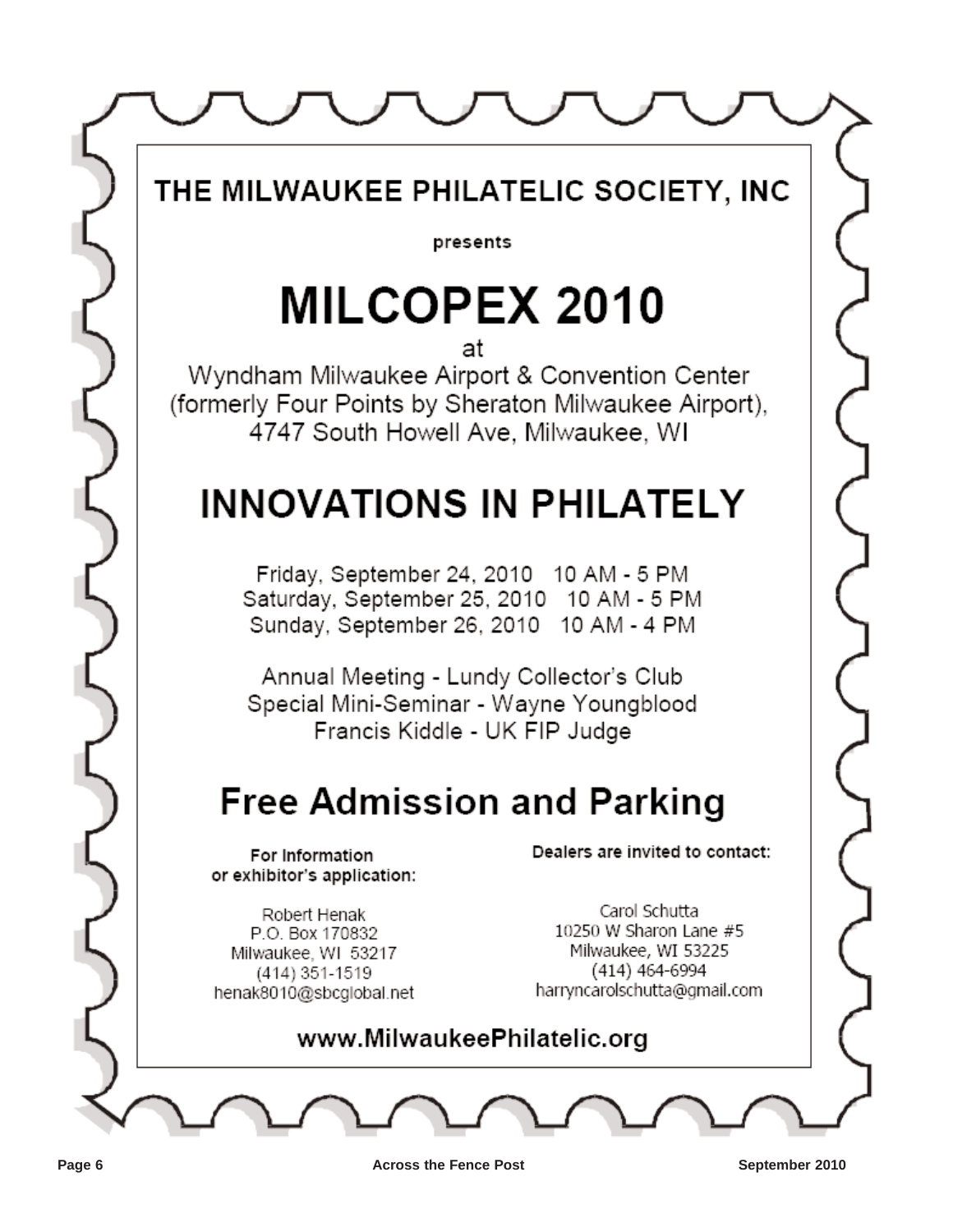# THE MILWAUKEE PHILATELIC SOCIETY, INC

presents

# MILCOPEX 2010

at

Wyndham Milwaukee Airport & Convention Center
(formerly Four Points by Sheraton Milwaukee Airport),
4747 South Howell Ave, Milwaukee, WI

# INNOVATIONS IN PHILATELY

Friday, September 24, 2010 10 AM - 5 PM
Saturday, September 25, 2010 10 AM - 5 PM
Sunday, September 26, 2010 10 AM - 4 PM

Annual Meeting - Lundy Collector's Club
Special Mini-Seminar - Wayne Youngblood
Francis Kiddle - UK FIP Judge

## Free Admission and Parking

**For Information or exhibitor's application:**

Robert Henak
P.O. Box 170832
Milwaukee, WI 53217
(414) 351-1519
henak8010@sbcglobal.net

**Dealers are invited to contact:**

Carol Schutta
10250 W Sharon Lane #5
Milwaukee, WI 53225
(414) 464-6994
harryncarolschutta@gmail.com

**www.MilwaukeePhilatelic.org**